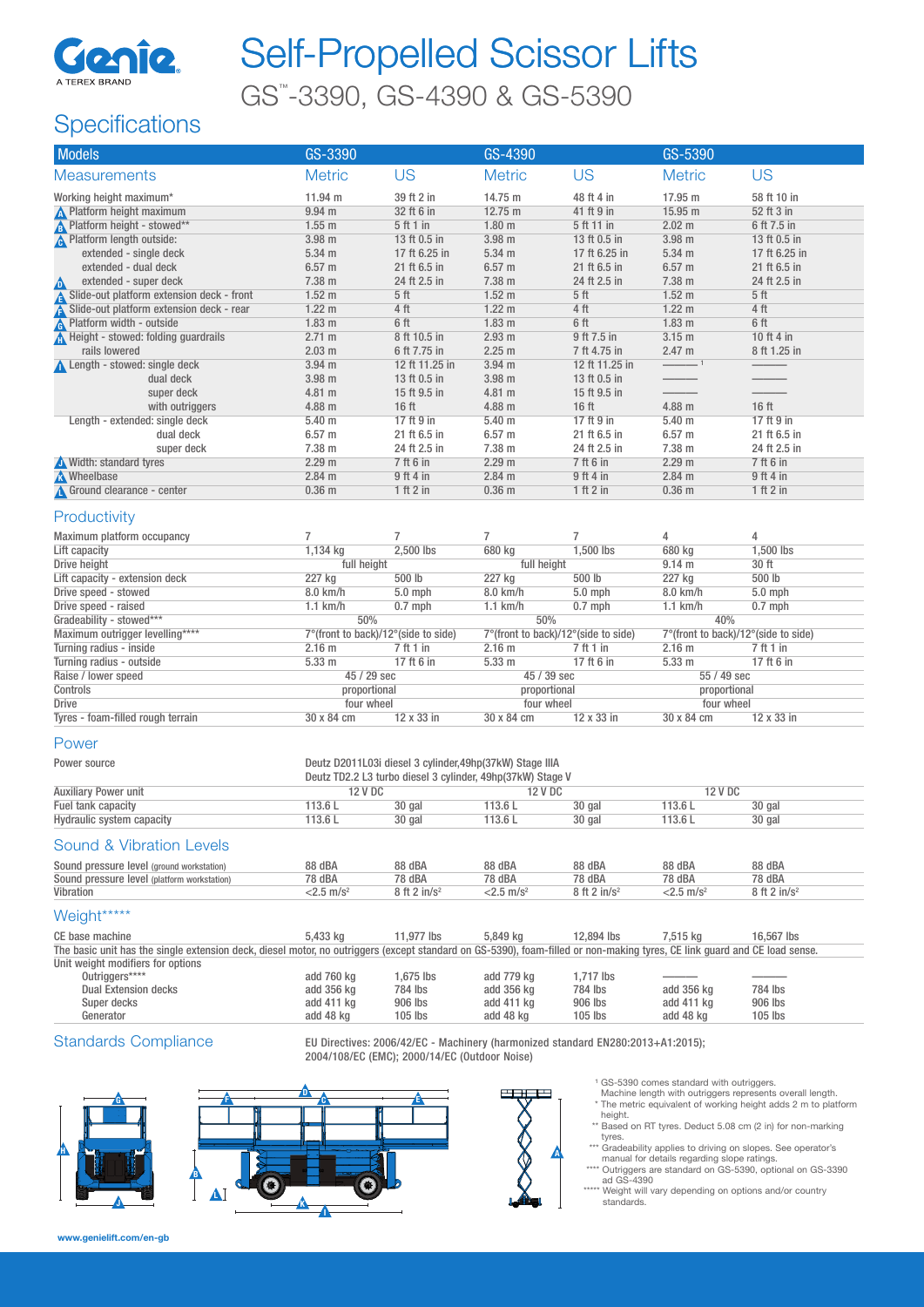# Self-Propelled Scissor Lifts

## GS™-3390, GS-4390 & GS-5390

## Specifications

| Models | GS-3390 | | GS-4390 | | GS-5390 | |
|---|---|---|---|---|---|---|
| Measurements | Metric | US | Metric | US | Metric | US |
| Working height maximum* | 11.94 m | 39 ft 2 in | 14.75 m | 48 ft 4 in | 17.95 m | 58 ft 10 in |
| A Platform height maximum | 9.94 m | 32 ft 6 in | 12.75 m | 41 ft 9 in | 15.95 m | 52 ft 3 in |
| B Platform height - stowed** | 1.55 m | 5 ft 1 in | 1.80 m | 5 ft 11 in | 2.02 m | 6 ft 7.5 in |
| C Platform length outside: | 3.98 m | 13 ft 0.5 in | 3.98 m | 13 ft 0.5 in | 3.98 m | 13 ft 0.5 in |
| extended - single deck | 5.34 m | 17 ft 6.25 in | 5.34 m | 17 ft 6.25 in | 5.34 m | 17 ft 6.25 in |
| extended - dual deck | 6.57 m | 21 ft 6.5 in | 6.57 m | 21 ft 6.5 in | 6.57 m | 21 ft 6.5 in |
| D extended - super deck | 7.38 m | 24 ft 2.5 in | 7.38 m | 24 ft 2.5 in | 7.38 m | 24 ft 2.5 in |
| E Slide-out platform extension deck - front | 1.52 m | 5 ft | 1.52 m | 5 ft | 1.52 m | 5 ft |
| F Slide-out platform extension deck - rear | 1.22 m | 4 ft | 1.22 m | 4 ft | 1.22 m | 4 ft |
| G Platform width - outside | 1.83 m | 6 ft | 1.83 m | 6 ft | 1.83 m | 6 ft |
| H Height - stowed: folding guardrails | 2.71 m | 8 ft 10.5 in | 2.93 m | 9 ft 7.5 in | 3.15 m | 10 ft 4 in |
| rails lowered | 2.03 m | 6 ft 7.75 in | 2.25 m | 7 ft 4.75 in | 2.47 m | 8 ft 1.25 in |
| I Length - stowed: single deck | 3.94 m | 12 ft 11.25 in | 3.94 m | 12 ft 11.25 in | ——[1] | —— |
| dual deck | 3.98 m | 13 ft 0.5 in | 3.98 m | 13 ft 0.5 in | —— | —— |
| super deck | 4.81 m | 15 ft 9.5 in | 4.81 m | 15 ft 9.5 in | —— | —— |
| with outriggers | 4.88 m | 16 ft | 4.88 m | 16 ft | 4.88 m | 16 ft |
| Length - extended: single deck | 5.40 m | 17 ft 9 in | 5.40 m | 17 ft 9 in | 5.40 m | 17 ft 9 in |
| dual deck | 6.57 m | 21 ft 6.5 in | 6.57 m | 21 ft 6.5 in | 6.57 m | 21 ft 6.5 in |
| super deck | 7.38 m | 24 ft 2.5 in | 7.38 m | 24 ft 2.5 in | 7.38 m | 24 ft 2.5 in |
| J Width: standard tyres | 2.29 m | 7 ft 6 in | 2.29 m | 7 ft 6 in | 2.29 m | 7 ft 6 in |
| K Wheelbase | 2.84 m | 9 ft 4 in | 2.84 m | 9 ft 4 in | 2.84 m | 9 ft 4 in |
| L Ground clearance - center | 0.36 m | 1 ft 2 in | 0.36 m | 1 ft 2 in | 0.36 m | 1 ft 2 in |

### Productivity

| | GS-3390 | | GS-4390 | | GS-5390 | |
|---|---|---|---|---|---|---|
| Maximum platform occupancy | 7 | 7 | 7 | 7 | 4 | 4 |
| Lift capacity | 1,134 kg | 2,500 lbs | 680 kg | 1,500 lbs | 680 kg | 1,500 lbs |
| Drive height | full height | | full height | | 9.14 m | 30 ft |
| Lift capacity - extension deck | 227 kg | 500 lb | 227 kg | 500 lb | 227 kg | 500 lb |
| Drive speed - stowed | 8.0 km/h | 5.0 mph | 8.0 km/h | 5.0 mph | 8.0 km/h | 5.0 mph |
| Drive speed - raised | 1.1 km/h | 0.7 mph | 1.1 km/h | 0.7 mph | 1.1 km/h | 0.7 mph |
| Gradeability - stowed*** | 50% | | 50% | | 40% | |
| Maximum outrigger levelling**** | 7°(front to back)/12°(side to side) | | 7°(front to back)/12°(side to side) | | 7°(front to back)/12°(side to side) | |
| Turning radius - inside | 2.16 m | 7 ft 1 in | 2.16 m | 7 ft 1 in | 2.16 m | 7 ft 1 in |
| Turning radius - outside | 5.33 m | 17 ft 6 in | 5.33 m | 17 ft 6 in | 5.33 m | 17 ft 6 in |
| Raise / lower speed | 45 / 29 sec | | 45 / 39 sec | | 55 / 49 sec | |
| Controls | proportional | | proportional | | proportional | |
| Drive | four wheel | | four wheel | | four wheel | |
| Tyres - foam-filled rough terrain | 30 x 84 cm | 12 x 33 in | 30 x 84 cm | 12 x 33 in | 30 x 84 cm | 12 x 33 in |

### Power

| | GS-3390 | | GS-4390 | | GS-5390 | |
|---|---|---|---|---|---|---|
| Power source | Deutz D2011L03i diesel 3 cylinder,49hp(37kW) Stage IIIA<br>Deutz TD2.2 L3 turbo diesel 3 cylinder, 49hp(37kW) Stage V | | | | | |
| Auxiliary Power unit | 12 V DC | | 12 V DC | | 12 V DC | |
| Fuel tank capacity | 113.6 L | 30 gal | 113.6 L | 30 gal | 113.6 L | 30 gal |
| Hydraulic system capacity | 113.6 L | 30 gal | 113.6 L | 30 gal | 113.6 L | 30 gal |

### Sound & Vibration Levels

| | GS-3390 | | GS-4390 | | GS-5390 | |
|---|---|---|---|---|---|---|
| Sound pressure level (ground workstation) | 88 dBA | 88 dBA | 88 dBA | 88 dBA | 88 dBA | 88 dBA |
| Sound pressure level (platform workstation) | 78 dBA | 78 dBA | 78 dBA | 78 dBA | 78 dBA | 78 dBA |
| Vibration | <2.5 m/s² | 8 ft 2 in/s² | <2.5 m/s² | 8 ft 2 in/s² | <2.5 m/s² | 8 ft 2 in/s² |

### Weight*****

| | GS-3390 | | GS-4390 | | GS-5390 | |
|---|---|---|---|---|---|---|
| CE base machine | 5,433 kg | 11,977 lbs | 5,849 kg | 12,894 lbs | 7,515 kg | 16,567 lbs |

The basic unit has the single extension deck, diesel motor, no outriggers (except standard on GS-5390), foam-filled or non-making tyres, CE link guard and CE load sense.

| Unit weight modifiers for options | GS-3390 | | GS-4390 | | GS-5390 | |
|---|---|---|---|---|---|---|
| Outriggers**** | add 760 kg | 1,675 lbs | add 779 kg | 1,717 lbs | —— | —— |
| Dual Extension decks | add 356 kg | 784 lbs | add 356 kg | 784 lbs | add 356 kg | 784 lbs |
| Super decks | add 411 kg | 906 lbs | add 411 kg | 906 lbs | add 411 kg | 906 lbs |
| Generator | add 48 kg | 105 lbs | add 48 kg | 105 lbs | add 48 kg | 105 lbs |

### Standards Compliance

EU Directives: 2006/42/EC - Machinery (harmonized standard EN280:2013+A1:2015); 2004/108/EC (EMC); 2000/14/EC (Outdoor Noise)

[1] GS-5390 comes standard with outriggers. Machine length with outriggers represents overall length.

\* The metric equivalent of working height adds 2 m to platform height.

\*\* Based on RT tyres. Deduct 5.08 cm (2 in) for non-marking tyres.

\*\*\* Gradeability applies to driving on slopes. See operator's manual for details regarding slope ratings.

\*\*\*\* Outriggers are standard on GS-5390, optional on GS-3390 ad GS-4390

\*\*\*\*\* Weight will vary depending on options and/or country standards.

www.genielift.com/en-gb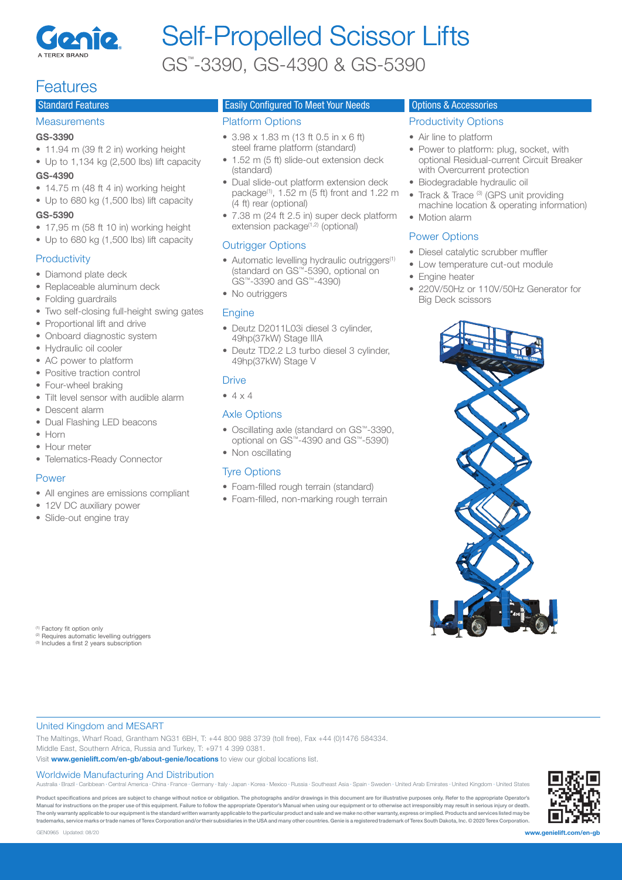# Self-Propelled Scissor Lifts

## GS™-3390, GS-4390 & GS-5390

# Features

## Standard Features

### Measurements

**GS-3390**

- 11.94 m (39 ft 2 in) working height
- Up to 1,134 kg (2,500 lbs) lift capacity

**GS-4390**

- 14.75 m (48 ft 4 in) working height
- Up to 680 kg (1,500 lbs) lift capacity

**GS-5390**

- 17,95 m (58 ft 10 in) working height
- Up to 680 kg (1,500 lbs) lift capacity

### Productivity

- Diamond plate deck
- Replaceable aluminum deck
- Folding guardrails
- Two self-closing full-height swing gates
- Proportional lift and drive
- Onboard diagnostic system
- Hydraulic oil cooler
- AC power to platform
- Positive traction control
- Four-wheel braking
- Tilt level sensor with audible alarm
- Descent alarm
- Dual Flashing LED beacons
- Horn
- Hour meter
- Telematics-Ready Connector

### Power

- All engines are emissions compliant
- 12V DC auxiliary power
- Slide-out engine tray

## Easily Configured To Meet Your Needs

### Platform Options

- 3.98 x 1.83 m (13 ft 0.5 in x 6 ft) steel frame platform (standard)
- 1.52 m (5 ft) slide-out extension deck (standard)
- Dual slide-out platform extension deck package[1], 1.52 m (5 ft) front and 1.22 m (4 ft) rear (optional)
- 7.38 m (24 ft 2.5 in) super deck platform extension package[1,2] (optional)

### Outrigger Options

- Automatic levelling hydraulic outriggers[1] (standard on GS™-5390, optional on GS™-3390 and GS™-4390)
- No outriggers

### Engine

- Deutz D2011L03i diesel 3 cylinder, 49hp(37kW) Stage IIIA
- Deutz TD2.2 L3 turbo diesel 3 cylinder, 49hp(37kW) Stage V

### Drive

- 4 x 4

### Axle Options

- Oscillating axle (standard on GS™-3390, optional on GS™-4390 and GS™-5390)
- Non oscillating

### Tyre Options

- Foam-filled rough terrain (standard)
- Foam-filled, non-marking rough terrain

## Options & Accessories

### Productivity Options

- Air line to platform
- Power to platform: plug, socket, with optional Residual-current Circuit Breaker with Overcurrent protection
- Biodegradable hydraulic oil
- Track & Trace [3] (GPS unit providing machine location & operating information)
- Motion alarm

### Power Options

- Diesel catalytic scrubber muffler
- Low temperature cut-out module
- Engine heater
- 220V/50Hz or 110V/50Hz Generator for Big Deck scissors

[1] Factory fit option only
[2] Requires automatic levelling outriggers
[3] Includes a first 2 years subscription

### United Kingdom and MESART

The Maltings, Wharf Road, Grantham NG31 6BH, T: +44 800 988 3739 (toll free), Fax +44 (0)1476 584334.
Middle East, Southern Africa, Russia and Turkey, T: +971 4 399 0381.
Visit **www.genielift.com/en-gb/about-genie/locations** to view our global locations list.

### Worldwide Manufacturing And Distribution

Australia · Brazil · Caribbean · Central America · China · France · Germany · Italy · Japan · Korea · Mexico · Russia · Southeast Asia · Spain · Sweden · United Arab Emirates · United Kingdom · United States

Product specifications and prices are subject to change without notice or obligation. The photographs and/or drawings in this document are for illustrative purposes only. Refer to the appropriate Operator's Manual for instructions on the proper use of this equipment. Failure to follow the appropriate Operator's Manual when using our equipment or to otherwise act irresponsibly may result in serious injury or death. The only warranty applicable to our equipment is the standard written warranty applicable to the particular product and sale and we make no other warranty, express or implied. Products and services listed may be trademarks, service marks or trade names of Terex Corporation and/or their subsidiaries in the USA and many other countries. Genie is a registered trademark of Terex South Dakota, Inc. © 2020 Terex Corporation.

GEN0965 Updated: 08/20

**www.genielift.com/en-gb**